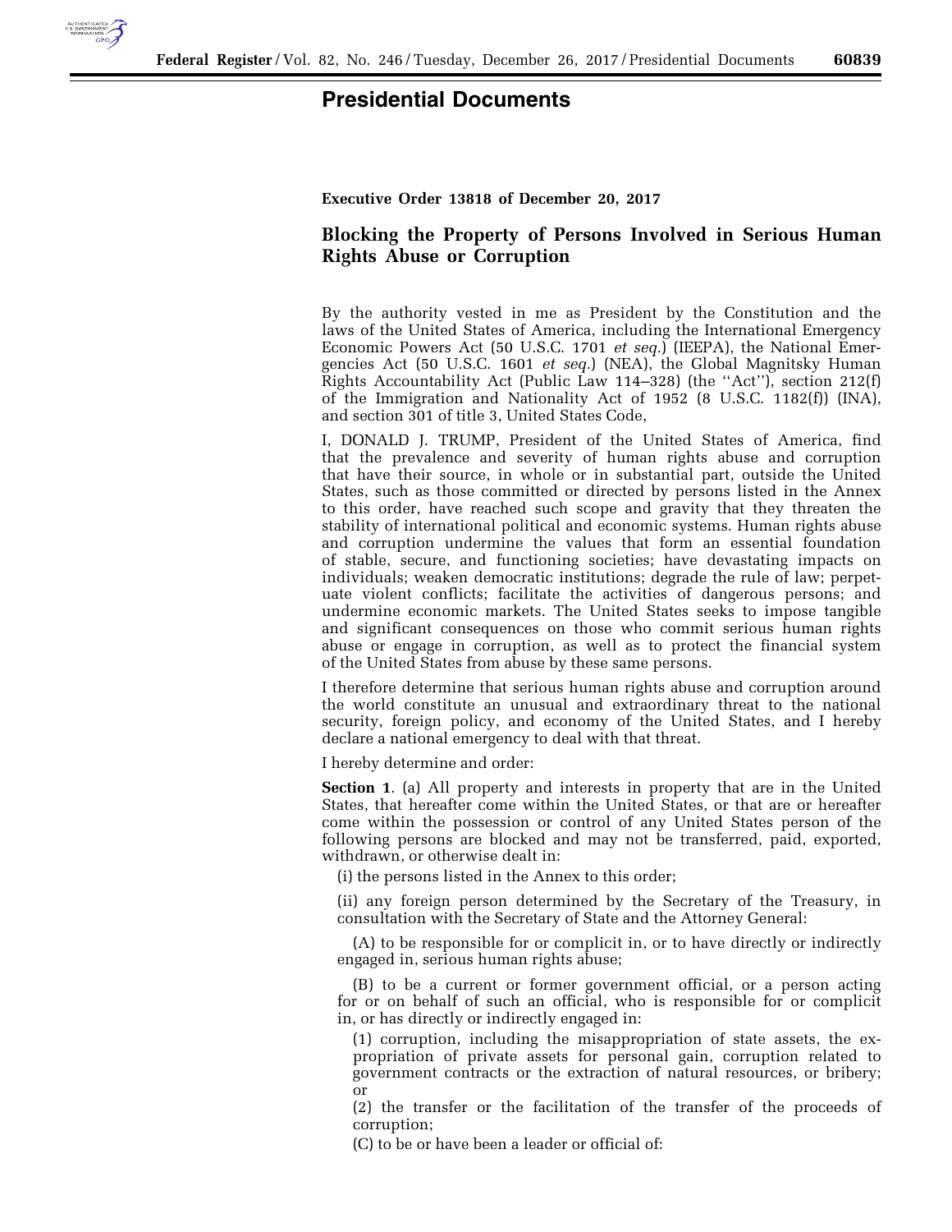# Presidential Documents

**Executive Order 13818 of December 20, 2017**

## Blocking the Property of Persons Involved in Serious Human Rights Abuse or Corruption

By the authority vested in me as President by the Constitution and the laws of the United States of America, including the International Emergency Economic Powers Act (50 U.S.C. 1701 *et seq.*) (IEEPA), the National Emergencies Act (50 U.S.C. 1601 *et seq.*) (NEA), the Global Magnitsky Human Rights Accountability Act (Public Law 114–328) (the ''Act''), section 212(f) of the Immigration and Nationality Act of 1952 (8 U.S.C. 1182(f)) (INA), and section 301 of title 3, United States Code,

I, DONALD J. TRUMP, President of the United States of America, find that the prevalence and severity of human rights abuse and corruption that have their source, in whole or in substantial part, outside the United States, such as those committed or directed by persons listed in the Annex to this order, have reached such scope and gravity that they threaten the stability of international political and economic systems. Human rights abuse and corruption undermine the values that form an essential foundation of stable, secure, and functioning societies; have devastating impacts on individuals; weaken democratic institutions; degrade the rule of law; perpetuate violent conflicts; facilitate the activities of dangerous persons; and undermine economic markets. The United States seeks to impose tangible and significant consequences on those who commit serious human rights abuse or engage in corruption, as well as to protect the financial system of the United States from abuse by these same persons.

I therefore determine that serious human rights abuse and corruption around the world constitute an unusual and extraordinary threat to the national security, foreign policy, and economy of the United States, and I hereby declare a national emergency to deal with that threat.

I hereby determine and order:

**Section 1**. (a) All property and interests in property that are in the United States, that hereafter come within the United States, or that are or hereafter come within the possession or control of any United States person of the following persons are blocked and may not be transferred, paid, exported, withdrawn, or otherwise dealt in:

(i) the persons listed in the Annex to this order;

(ii) any foreign person determined by the Secretary of the Treasury, in consultation with the Secretary of State and the Attorney General:

(A) to be responsible for or complicit in, or to have directly or indirectly engaged in, serious human rights abuse;

(B) to be a current or former government official, or a person acting for or on behalf of such an official, who is responsible for or complicit in, or has directly or indirectly engaged in:

(1) corruption, including the misappropriation of state assets, the expropriation of private assets for personal gain, corruption related to government contracts or the extraction of natural resources, or bribery; or

(2) the transfer or the facilitation of the transfer of the proceeds of corruption;

(C) to be or have been a leader or official of: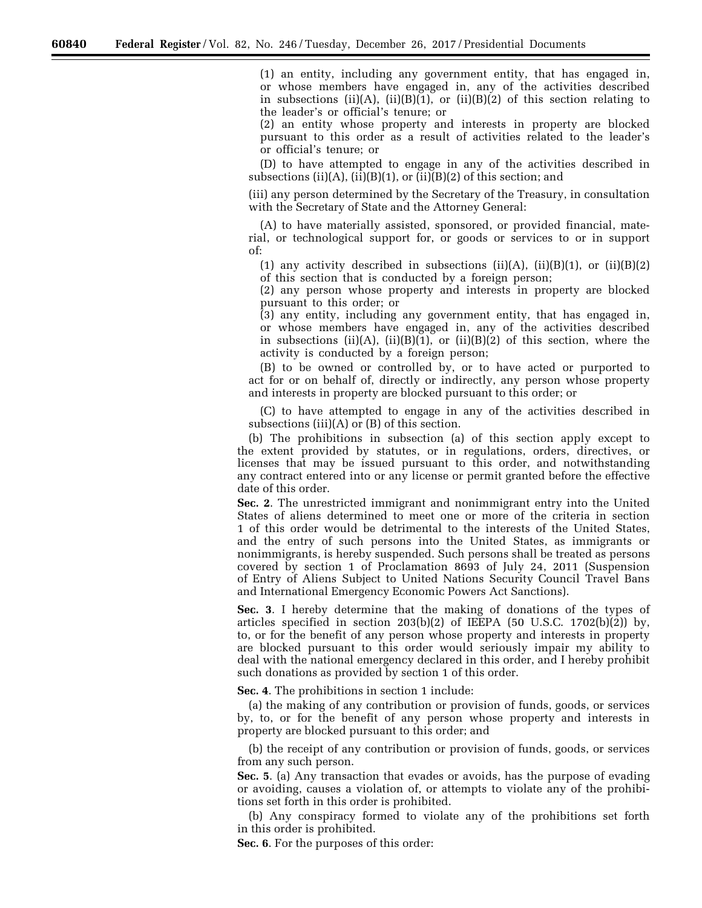(1) an entity, including any government entity, that has engaged in, or whose members have engaged in, any of the activities described in subsections (ii)(A), (ii)(B)(1), or (ii)(B)(2) of this section relating to the leader's or official's tenure; or

(2) an entity whose property and interests in property are blocked pursuant to this order as a result of activities related to the leader's or official's tenure; or

(D) to have attempted to engage in any of the activities described in subsections (ii)(A), (ii)(B)(1), or (ii)(B)(2) of this section; and

(iii) any person determined by the Secretary of the Treasury, in consultation with the Secretary of State and the Attorney General:

(A) to have materially assisted, sponsored, or provided financial, material, or technological support for, or goods or services to or in support of:

(1) any activity described in subsections (ii)(A), (ii)(B)(1), or (ii)(B)(2) of this section that is conducted by a foreign person;

(2) any person whose property and interests in property are blocked pursuant to this order; or

(3) any entity, including any government entity, that has engaged in, or whose members have engaged in, any of the activities described in subsections (ii)(A), (ii)(B)(1), or (ii)(B)(2) of this section, where the activity is conducted by a foreign person;

(B) to be owned or controlled by, or to have acted or purported to act for or on behalf of, directly or indirectly, any person whose property and interests in property are blocked pursuant to this order; or

(C) to have attempted to engage in any of the activities described in subsections (iii)(A) or (B) of this section.

(b) The prohibitions in subsection (a) of this section apply except to the extent provided by statutes, or in regulations, orders, directives, or licenses that may be issued pursuant to this order, and notwithstanding any contract entered into or any license or permit granted before the effective date of this order.

**Sec. 2**. The unrestricted immigrant and nonimmigrant entry into the United States of aliens determined to meet one or more of the criteria in section 1 of this order would be detrimental to the interests of the United States, and the entry of such persons into the United States, as immigrants or nonimmigrants, is hereby suspended. Such persons shall be treated as persons covered by section 1 of Proclamation 8693 of July 24, 2011 (Suspension of Entry of Aliens Subject to United Nations Security Council Travel Bans and International Emergency Economic Powers Act Sanctions).

**Sec. 3**. I hereby determine that the making of donations of the types of articles specified in section 203(b)(2) of IEEPA (50 U.S.C. 1702(b)(2)) by, to, or for the benefit of any person whose property and interests in property are blocked pursuant to this order would seriously impair my ability to deal with the national emergency declared in this order, and I hereby prohibit such donations as provided by section 1 of this order.

**Sec. 4**. The prohibitions in section 1 include:

(a) the making of any contribution or provision of funds, goods, or services by, to, or for the benefit of any person whose property and interests in property are blocked pursuant to this order; and

(b) the receipt of any contribution or provision of funds, goods, or services from any such person.

**Sec. 5**. (a) Any transaction that evades or avoids, has the purpose of evading or avoiding, causes a violation of, or attempts to violate any of the prohibitions set forth in this order is prohibited.

(b) Any conspiracy formed to violate any of the prohibitions set forth in this order is prohibited.

**Sec. 6**. For the purposes of this order: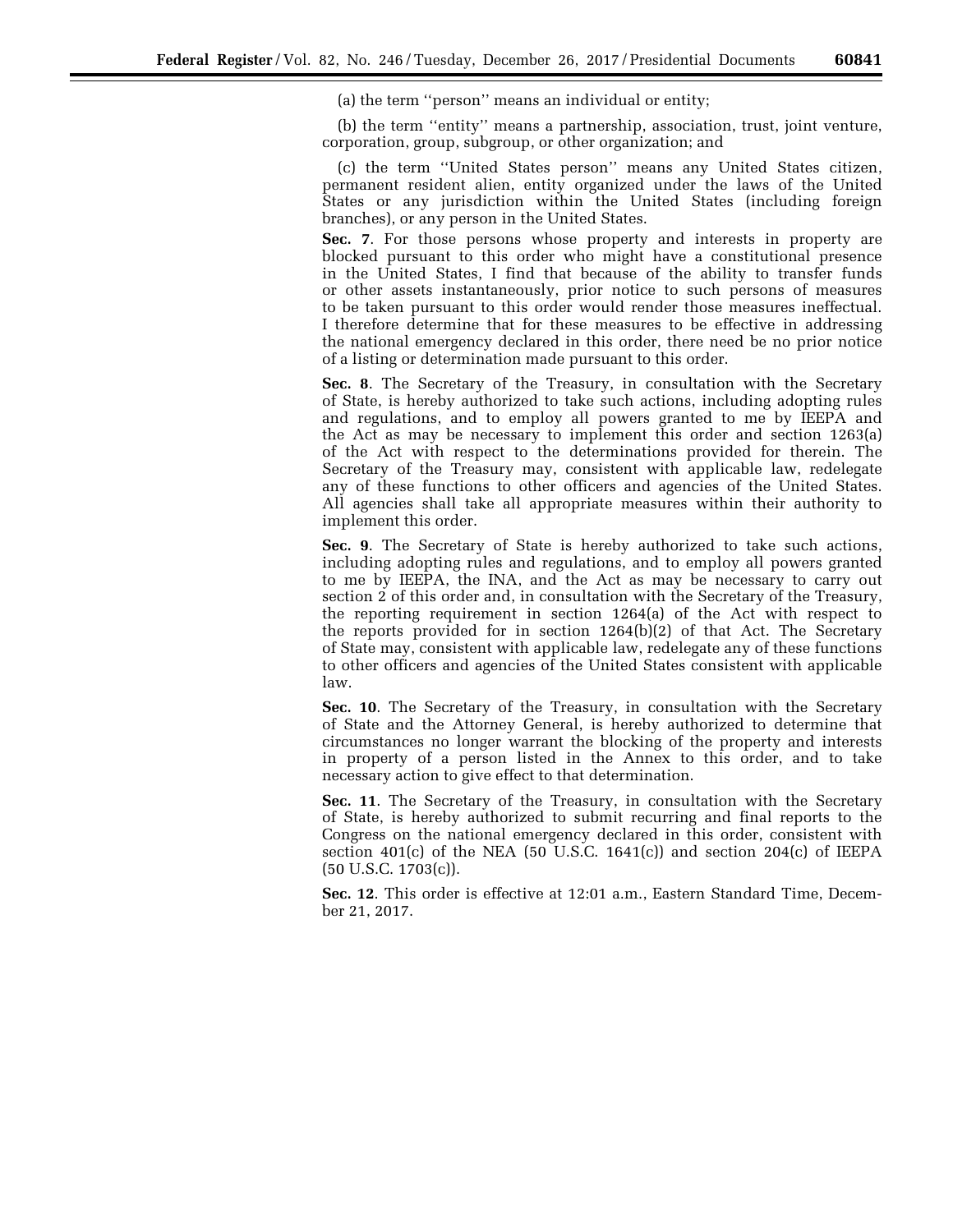(a) the term ''person'' means an individual or entity;

(b) the term ''entity'' means a partnership, association, trust, joint venture, corporation, group, subgroup, or other organization; and

(c) the term ''United States person'' means any United States citizen, permanent resident alien, entity organized under the laws of the United States or any jurisdiction within the United States (including foreign branches), or any person in the United States.

**Sec. 7**. For those persons whose property and interests in property are blocked pursuant to this order who might have a constitutional presence in the United States, I find that because of the ability to transfer funds or other assets instantaneously, prior notice to such persons of measures to be taken pursuant to this order would render those measures ineffectual. I therefore determine that for these measures to be effective in addressing the national emergency declared in this order, there need be no prior notice of a listing or determination made pursuant to this order.

**Sec. 8**. The Secretary of the Treasury, in consultation with the Secretary of State, is hereby authorized to take such actions, including adopting rules and regulations, and to employ all powers granted to me by IEEPA and the Act as may be necessary to implement this order and section 1263(a) of the Act with respect to the determinations provided for therein. The Secretary of the Treasury may, consistent with applicable law, redelegate any of these functions to other officers and agencies of the United States. All agencies shall take all appropriate measures within their authority to implement this order.

**Sec. 9**. The Secretary of State is hereby authorized to take such actions, including adopting rules and regulations, and to employ all powers granted to me by IEEPA, the INA, and the Act as may be necessary to carry out section 2 of this order and, in consultation with the Secretary of the Treasury, the reporting requirement in section 1264(a) of the Act with respect to the reports provided for in section 1264(b)(2) of that Act. The Secretary of State may, consistent with applicable law, redelegate any of these functions to other officers and agencies of the United States consistent with applicable law.

**Sec. 10**. The Secretary of the Treasury, in consultation with the Secretary of State and the Attorney General, is hereby authorized to determine that circumstances no longer warrant the blocking of the property and interests in property of a person listed in the Annex to this order, and to take necessary action to give effect to that determination.

**Sec. 11**. The Secretary of the Treasury, in consultation with the Secretary of State, is hereby authorized to submit recurring and final reports to the Congress on the national emergency declared in this order, consistent with section 401(c) of the NEA (50 U.S.C. 1641(c)) and section 204(c) of IEEPA (50 U.S.C. 1703(c)).

**Sec. 12**. This order is effective at 12:01 a.m., Eastern Standard Time, December 21, 2017.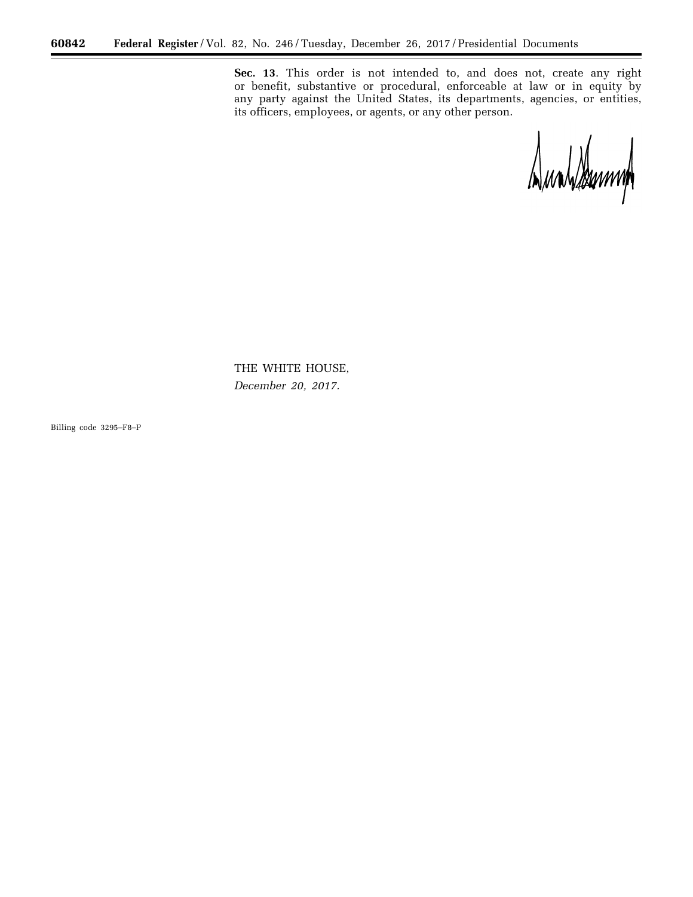**Sec. 13**. This order is not intended to, and does not, create any right or benefit, substantive or procedural, enforceable at law or in equity by any party against the United States, its departments, agencies, or entities, its officers, employees, or agents, or any other person.

THE WHITE HOUSE,
*December 20, 2017.*

Billing code 3295–F8–P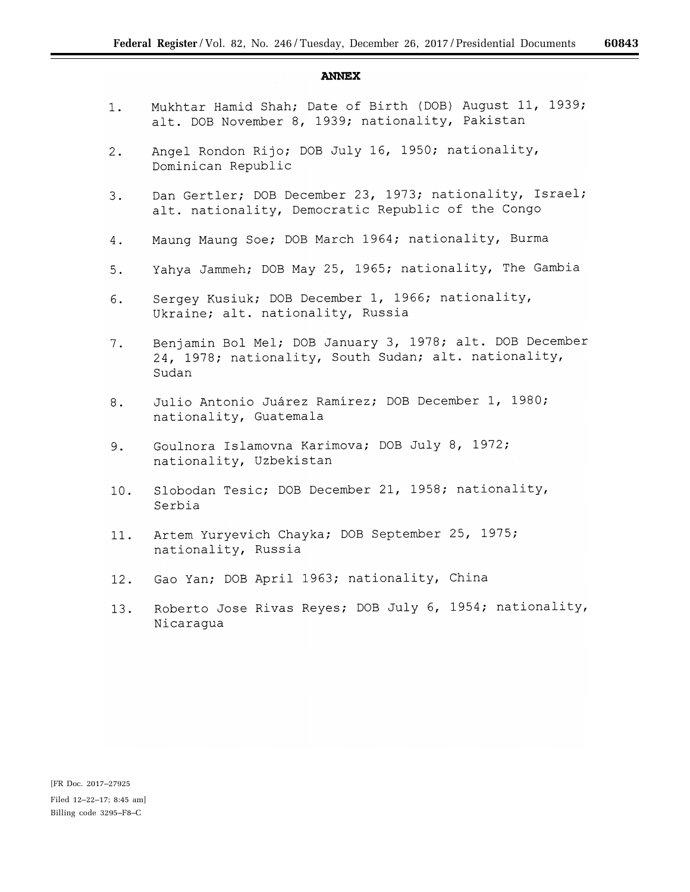**ANNEX**

1. Mukhtar Hamid Shah; Date of Birth (DOB) August 11, 1939; alt. DOB November 8, 1939; nationality, Pakistan

2. Angel Rondon Rijo; DOB July 16, 1950; nationality, Dominican Republic

3. Dan Gertler; DOB December 23, 1973; nationality, Israel; alt. nationality, Democratic Republic of the Congo

4. Maung Maung Soe; DOB March 1964; nationality, Burma

5. Yahya Jammeh; DOB May 25, 1965; nationality, The Gambia

6. Sergey Kusiuk; DOB December 1, 1966; nationality, Ukraine; alt. nationality, Russia

7. Benjamin Bol Mel; DOB January 3, 1978; alt. DOB December 24, 1978; nationality, South Sudan; alt. nationality, Sudan

8. Julio Antonio Juárez Ramírez; DOB December 1, 1980; nationality, Guatemala

9. Goulnora Islamovna Karimova; DOB July 8, 1972; nationality, Uzbekistan

10. Slobodan Tesic; DOB December 21, 1958; nationality, Serbia

11. Artem Yuryevich Chayka; DOB September 25, 1975; nationality, Russia

12. Gao Yan; DOB April 1963; nationality, China

13. Roberto Jose Rivas Reyes; DOB July 6, 1954; nationality, Nicaragua

[FR Doc. 2017–27925

Filed 12–22–17; 8:45 am]

Billing code 3295–F8–C